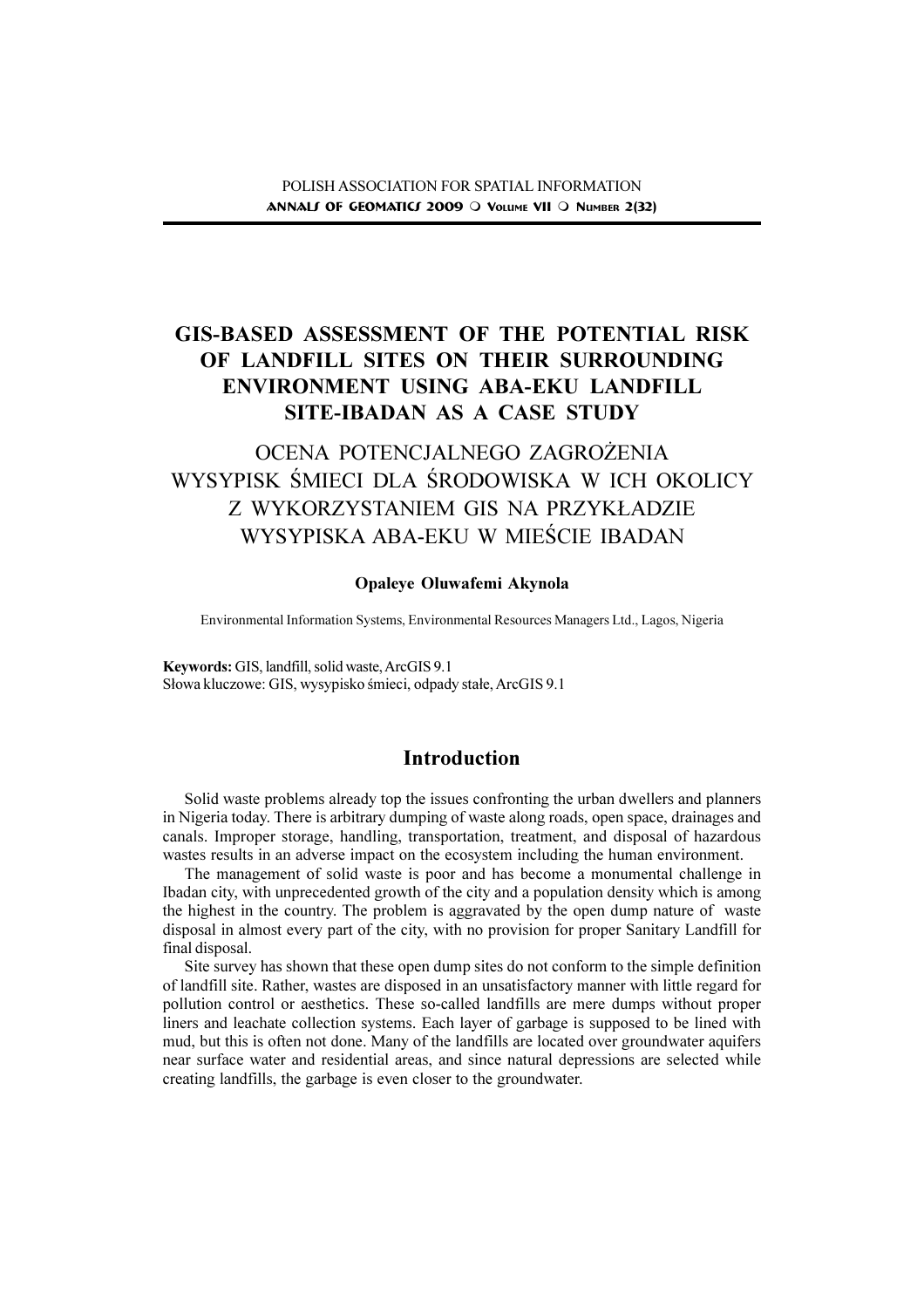# GIS-BASED ASSESSMENT OF THE POTENTIAL RISK OF LANDFILL SITES ON THEIR SURROUNDING ENVIRONMENT USING ABA-EKU LANDFILL SITE-IBADAN AS A CASE STUDY

## OCENA POTENCJALNEGO ZAGROŻENIA WYSYPISK ŚMIECI DLA ŚRODOWISKA W ICH OKOLICY Z WYKORZYSTANIEM GIS NA PRZYKŁADZIE WYSYPISKA ABA-EKU W MIEŚCIE IBADAN

**Opaleye Oluwafemi Akynola**

Environmental Information Systems, Environmental Resources Managers Ltd., Lagos, Nigeria

**Keywords:** GIS, landfill, solid waste, ArcGIS 9.1
Słowa kluczowe: GIS, wysypisko śmieci, odpady stałe, ArcGIS 9.1

## Introduction

Solid waste problems already top the issues confronting the urban dwellers and planners in Nigeria today. There is arbitrary dumping of waste along roads, open space, drainages and canals. Improper storage, handling, transportation, treatment, and disposal of hazardous wastes results in an adverse impact on the ecosystem including the human environment.

The management of solid waste is poor and has become a monumental challenge in Ibadan city, with unprecedented growth of the city and a population density which is among the highest in the country. The problem is aggravated by the open dump nature of waste disposal in almost every part of the city, with no provision for proper Sanitary Landfill for final disposal.

Site survey has shown that these open dump sites do not conform to the simple definition of landfill site. Rather, wastes are disposed in an unsatisfactory manner with little regard for pollution control or aesthetics. These so-called landfills are mere dumps without proper liners and leachate collection systems. Each layer of garbage is supposed to be lined with mud, but this is often not done. Many of the landfills are located over groundwater aquifers near surface water and residential areas, and since natural depressions are selected while creating landfills, the garbage is even closer to the groundwater.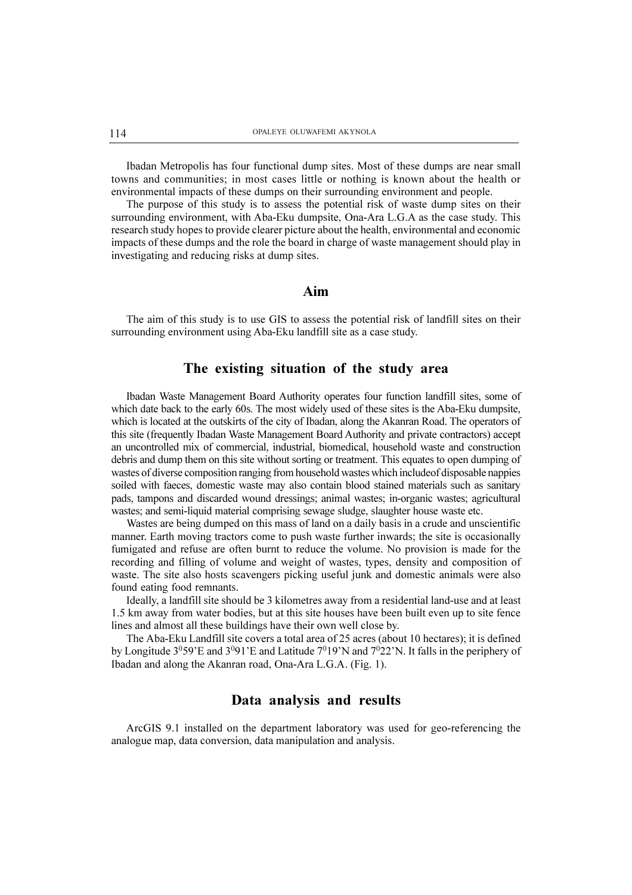Ibadan Metropolis has four functional dump sites. Most of these dumps are near small towns and communities; in most cases little or nothing is known about the health or environmental impacts of these dumps on their surrounding environment and people.

The purpose of this study is to assess the potential risk of waste dump sites on their surrounding environment, with Aba-Eku dumpsite, Ona-Ara L.G.A as the case study. This research study hopes to provide clearer picture about the health, environmental and economic impacts of these dumps and the role the board in charge of waste management should play in investigating and reducing risks at dump sites.

## Aim

The aim of this study is to use GIS to assess the potential risk of landfill sites on their surrounding environment using Aba-Eku landfill site as a case study.

## The existing situation of the study area

Ibadan Waste Management Board Authority operates four function landfill sites, some of which date back to the early 60s. The most widely used of these sites is the Aba-Eku dumpsite, which is located at the outskirts of the city of Ibadan, along the Akanran Road. The operators of this site (frequently Ibadan Waste Management Board Authority and private contractors) accept an uncontrolled mix of commercial, industrial, biomedical, household waste and construction debris and dump them on this site without sorting or treatment. This equates to open dumping of wastes of diverse composition ranging from household wastes which includeof disposable nappies soiled with faeces, domestic waste may also contain blood stained materials such as sanitary pads, tampons and discarded wound dressings; animal wastes; in-organic wastes; agricultural wastes; and semi-liquid material comprising sewage sludge, slaughter house waste etc.

Wastes are being dumped on this mass of land on a daily basis in a crude and unscientific manner. Earth moving tractors come to push waste further inwards; the site is occasionally fumigated and refuse are often burnt to reduce the volume. No provision is made for the recording and filling of volume and weight of wastes, types, density and composition of waste. The site also hosts scavengers picking useful junk and domestic animals were also found eating food remnants.

Ideally, a landfill site should be 3 kilometres away from a residential land-use and at least 1.5 km away from water bodies, but at this site houses have been built even up to site fence lines and almost all these buildings have their own well close by.

The Aba-Eku Landfill site covers a total area of 25 acres (about 10 hectares); it is defined by Longitude $3^0$59'E and $3^0$91'E and Latitude $7^0$19'N and $7^0$22'N. It falls in the periphery of Ibadan and along the Akanran road, Ona-Ara L.G.A. (Fig. 1).

## Data analysis and results

ArcGIS 9.1 installed on the department laboratory was used for geo-referencing the analogue map, data conversion, data manipulation and analysis.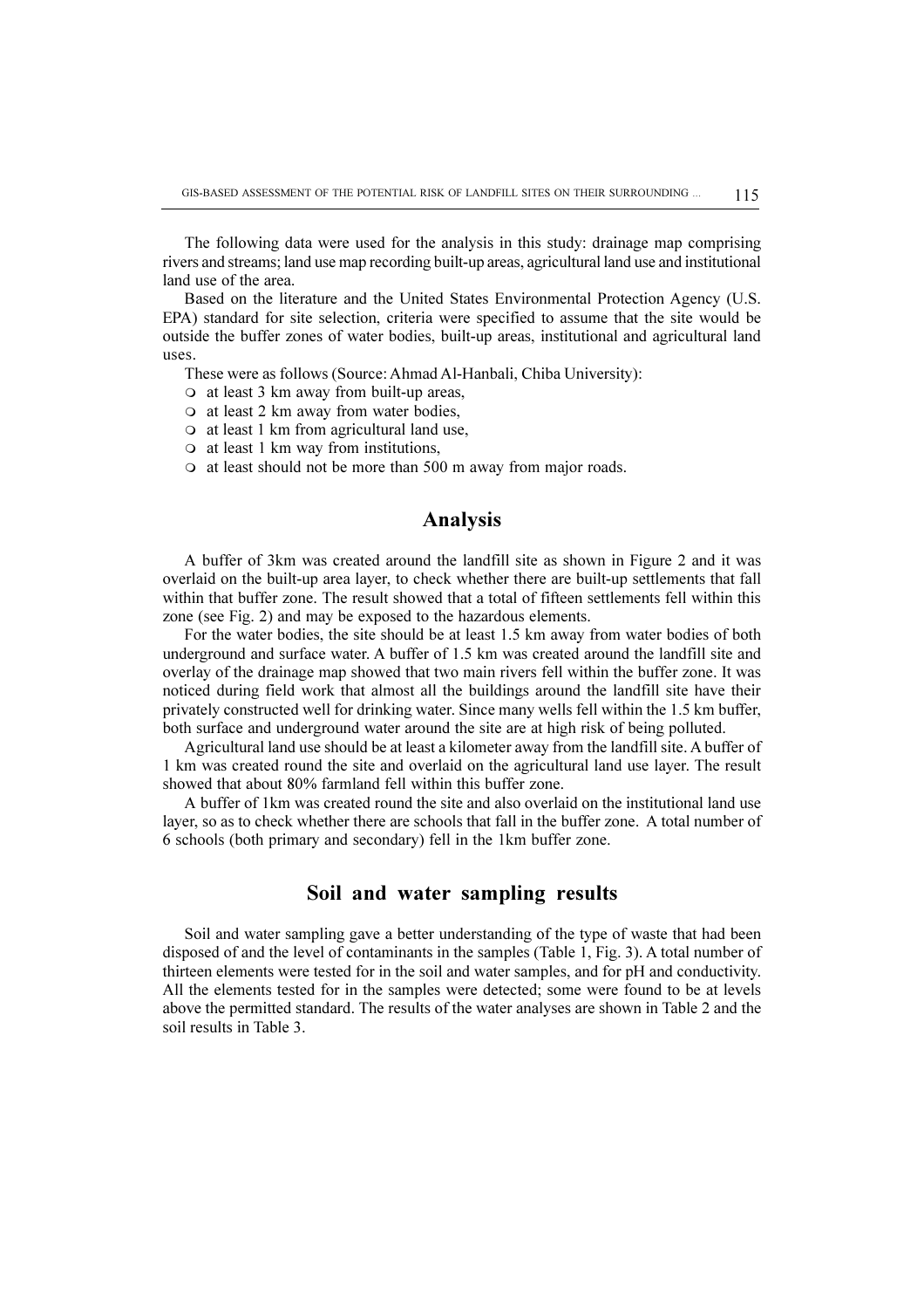The following data were used for the analysis in this study: drainage map comprising rivers and streams; land use map recording built-up areas, agricultural land use and institutional land use of the area.

Based on the literature and the United States Environmental Protection Agency (U.S. EPA) standard for site selection, criteria were specified to assume that the site would be outside the buffer zones of water bodies, built-up areas, institutional and agricultural land uses.

These were as follows (Source: Ahmad Al-Hanbali, Chiba University):

- at least 3 km away from built-up areas,
- at least 2 km away from water bodies,
- at least 1 km from agricultural land use,
- at least 1 km way from institutions,
- at least should not be more than 500 m away from major roads.

## Analysis

A buffer of 3km was created around the landfill site as shown in Figure 2 and it was overlaid on the built-up area layer, to check whether there are built-up settlements that fall within that buffer zone. The result showed that a total of fifteen settlements fell within this zone (see Fig. 2) and may be exposed to the hazardous elements.

For the water bodies, the site should be at least 1.5 km away from water bodies of both underground and surface water. A buffer of 1.5 km was created around the landfill site and overlay of the drainage map showed that two main rivers fell within the buffer zone. It was noticed during field work that almost all the buildings around the landfill site have their privately constructed well for drinking water. Since many wells fell within the 1.5 km buffer, both surface and underground water around the site are at high risk of being polluted.

Agricultural land use should be at least a kilometer away from the landfill site. A buffer of 1 km was created round the site and overlaid on the agricultural land use layer. The result showed that about 80% farmland fell within this buffer zone.

A buffer of 1km was created round the site and also overlaid on the institutional land use layer, so as to check whether there are schools that fall in the buffer zone. A total number of 6 schools (both primary and secondary) fell in the 1km buffer zone.

## Soil and water sampling results

Soil and water sampling gave a better understanding of the type of waste that had been disposed of and the level of contaminants in the samples (Table 1, Fig. 3). A total number of thirteen elements were tested for in the soil and water samples, and for pH and conductivity. All the elements tested for in the samples were detected; some were found to be at levels above the permitted standard. The results of the water analyses are shown in Table 2 and the soil results in Table 3.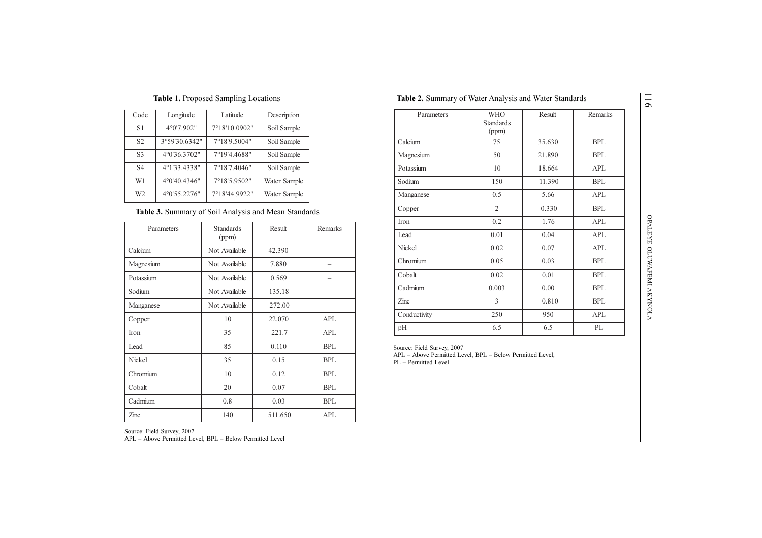**Table 1.** Proposed Sampling Locations

| Code | Longitude | Latitude | Description |
|---|---|---|---|
| S1 | 4°0'7.902" | 7°18'10.0902" | Soil Sample |
| S2 | 3°59'30.6342" | 7°18'9.5004" | Soil Sample |
| S3 | 4°0'36.3702" | 7°19'4.4688" | Soil Sample |
| S4 | 4°1'33.4338" | 7°18'7.4046" | Soil Sample |
| W1 | 4°0'40.4346" | 7°18'5.9502" | Water Sample |
| W2 | 4°0'55.2276" | 7°18'44.9922" | Water Sample |

**Table 3.** Summary of Soil Analysis and Mean Standards

| Parameters | Standards (ppm) | Result | Remarks |
|---|---|---|---|
| Calcium | Not Available | 42.390 | – |
| Magnesium | Not Available | 7.880 | – |
| Potassium | Not Available | 0.569 | – |
| Sodium | Not Available | 135.18 | – |
| Manganese | Not Available | 272.00 | – |
| Copper | 10 | 22.070 | APL |
| Iron | 35 | 221.7 | APL |
| Lead | 85 | 0.110 | BPL |
| Nickel | 35 | 0.15 | BPL |
| Chromium | 10 | 0.12 | BPL |
| Cobalt | 20 | 0.07 | BPL |
| Cadmium | 0.8 | 0.03 | BPL |
| Zinc | 140 | 511.650 | APL |

Source: Field Survey, 2007
APL – Above Permitted Level, BPL – Below Permitted Level

**Table 2.** Summary of Water Analysis and Water Standards

| Parameters | WHO Standards (ppm) | Result | Remarks |
|---|---|---|---|
| Calcium | 75 | 35.630 | BPL |
| Magnesium | 50 | 21.890 | BPL |
| Potassium | 10 | 18.664 | APL |
| Sodium | 150 | 11.390 | BPL |
| Manganese | 0.5 | 5.66 | APL |
| Copper | 2 | 0.330 | BPL |
| Iron | 0.2 | 1.76 | APL |
| Lead | 0.01 | 0.04 | APL |
| Nickel | 0.02 | 0.07 | APL |
| Chromium | 0.05 | 0.03 | BPL |
| Cobalt | 0.02 | 0.01 | BPL |
| Cadmium | 0.003 | 0.00 | BPL |
| Zinc | 3 | 0.810 | BPL |
| Conductivity | 250 | 950 | APL |
| pH | 6.5 | 6.5 | PL |

Source: Field Survey, 2007
APL – Above Permitted Level, BPL – Below Permitted Level,
PL – Permitted Level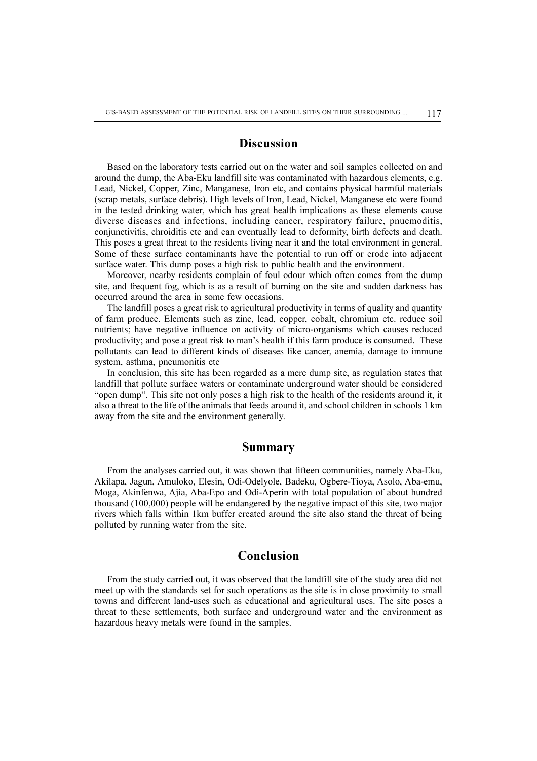## Discussion

Based on the laboratory tests carried out on the water and soil samples collected on and around the dump, the Aba-Eku landfill site was contaminated with hazardous elements, e.g. Lead, Nickel, Copper, Zinc, Manganese, Iron etc, and contains physical harmful materials (scrap metals, surface debris). High levels of Iron, Lead, Nickel, Manganese etc were found in the tested drinking water, which has great health implications as these elements cause diverse diseases and infections, including cancer, respiratory failure, pnuemoditis, conjunctivitis, chroiditis etc and can eventually lead to deformity, birth defects and death. This poses a great threat to the residents living near it and the total environment in general. Some of these surface contaminants have the potential to run off or erode into adjacent surface water. This dump poses a high risk to public health and the environment.

Moreover, nearby residents complain of foul odour which often comes from the dump site, and frequent fog, which is as a result of burning on the site and sudden darkness has occurred around the area in some few occasions.

The landfill poses a great risk to agricultural productivity in terms of quality and quantity of farm produce. Elements such as zinc, lead, copper, cobalt, chromium etc. reduce soil nutrients; have negative influence on activity of micro-organisms which causes reduced productivity; and pose a great risk to man's health if this farm produce is consumed. These pollutants can lead to different kinds of diseases like cancer, anemia, damage to immune system, asthma, pneumonitis etc

In conclusion, this site has been regarded as a mere dump site, as regulation states that landfill that pollute surface waters or contaminate underground water should be considered "open dump". This site not only poses a high risk to the health of the residents around it, it also a threat to the life of the animals that feeds around it, and school children in schools 1 km away from the site and the environment generally.

## Summary

From the analyses carried out, it was shown that fifteen communities, namely Aba-Eku, Akilapa, Jagun, Amuloko, Elesin, Odi-Odelyole, Badeku, Ogbere-Tioya, Asolo, Aba-emu, Moga, Akinfenwa, Ajia, Aba-Epo and Odi-Aperin with total population of about hundred thousand (100,000) people will be endangered by the negative impact of this site, two major rivers which falls within 1km buffer created around the site also stand the threat of being polluted by running water from the site.

## Conclusion

From the study carried out, it was observed that the landfill site of the study area did not meet up with the standards set for such operations as the site is in close proximity to small towns and different land-uses such as educational and agricultural uses. The site poses a threat to these settlements, both surface and underground water and the environment as hazardous heavy metals were found in the samples.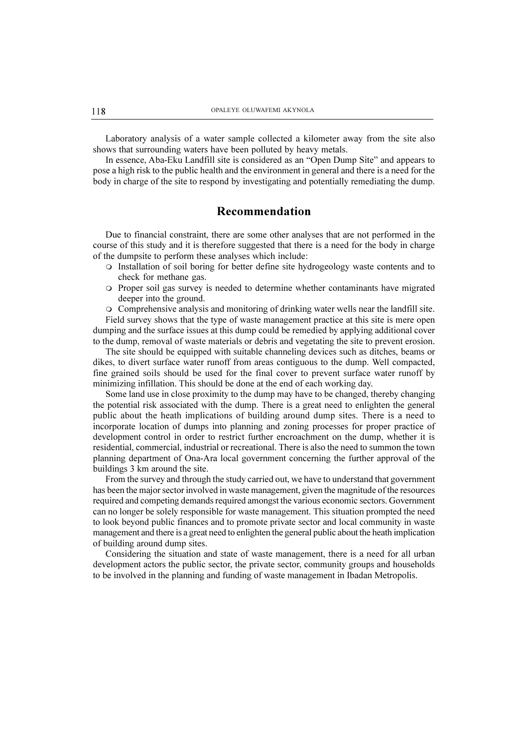Laboratory analysis of a water sample collected a kilometer away from the site also shows that surrounding waters have been polluted by heavy metals.

In essence, Aba-Eku Landfill site is considered as an "Open Dump Site" and appears to pose a high risk to the public health and the environment in general and there is a need for the body in charge of the site to respond by investigating and potentially remediating the dump.

## Recommendation

Due to financial constraint, there are some other analyses that are not performed in the course of this study and it is therefore suggested that there is a need for the body in charge of the dumpsite to perform these analyses which include:

- Installation of soil boring for better define site hydrogeology waste contents and to check for methane gas.
- Proper soil gas survey is needed to determine whether contaminants have migrated deeper into the ground.
- Comprehensive analysis and monitoring of drinking water wells near the landfill site.

Field survey shows that the type of waste management practice at this site is mere open dumping and the surface issues at this dump could be remedied by applying additional cover to the dump, removal of waste materials or debris and vegetating the site to prevent erosion.

The site should be equipped with suitable channeling devices such as ditches, beams or dikes, to divert surface water runoff from areas contiguous to the dump. Well compacted, fine grained soils should be used for the final cover to prevent surface water runoff by minimizing infillation. This should be done at the end of each working day.

Some land use in close proximity to the dump may have to be changed, thereby changing the potential risk associated with the dump. There is a great need to enlighten the general public about the heath implications of building around dump sites. There is a need to incorporate location of dumps into planning and zoning processes for proper practice of development control in order to restrict further encroachment on the dump, whether it is residential, commercial, industrial or recreational. There is also the need to summon the town planning department of Ona-Ara local government concerning the further approval of the buildings 3 km around the site.

From the survey and through the study carried out, we have to understand that government has been the major sector involved in waste management, given the magnitude of the resources required and competing demands required amongst the various economic sectors. Government can no longer be solely responsible for waste management. This situation prompted the need to look beyond public finances and to promote private sector and local community in waste management and there is a great need to enlighten the general public about the heath implication of building around dump sites.

Considering the situation and state of waste management, there is a need for all urban development actors the public sector, the private sector, community groups and households to be involved in the planning and funding of waste management in Ibadan Metropolis.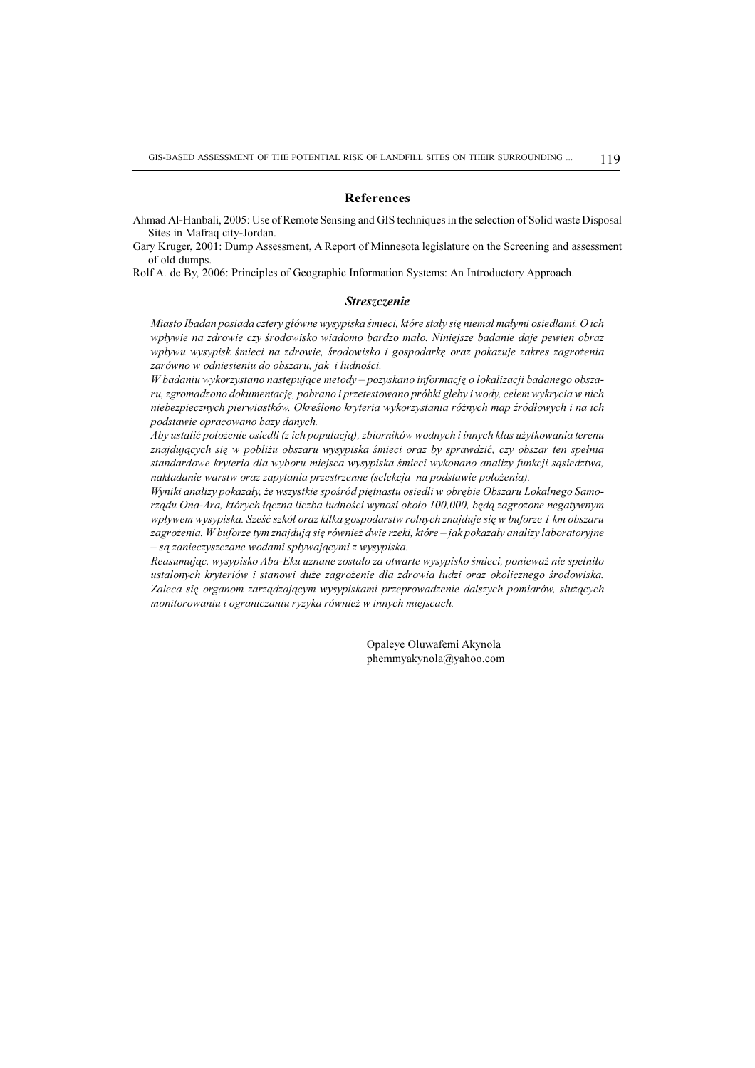## References

Ahmad Al-Hanbali, 2005: Use of Remote Sensing and GIS techniques in the selection of Solid waste Disposal Sites in Mafraq city-Jordan.

Gary Kruger, 2001: Dump Assessment, A Report of Minnesota legislature on the Screening and assessment of old dumps.

Rolf A. de By, 2006: Principles of Geographic Information Systems: An Introductory Approach.

## *Streszczenie*

*Miasto Ibadan posiada cztery główne wysypiska śmieci, które stały się niemal małymi osiedlami. O ich wpływie na zdrowie czy środowisko wiadomo bardzo mało. Niniejsze badanie daje pewien obraz wpływu wysypisk śmieci na zdrowie, środowisko i gospodarkę oraz pokazuje zakres zagrożenia zarówno w odniesieniu do obszaru, jak i ludności.*

*W badaniu wykorzystano następujące metody – pozyskano informację o lokalizacji badanego obszaru, zgromadzono dokumentację, pobrano i przetestowano próbki gleby i wody, celem wykrycia w nich niebezpiecznych pierwiastków. Określono kryteria wykorzystania różnych map źródłowych i na ich podstawie opracowano bazy danych.*

*Aby ustalić położenie osiedli (z ich populacją), zbiorników wodnych i innych klas użytkowania terenu znajdujących się w pobliżu obszaru wysypiska śmieci oraz by sprawdzić, czy obszar ten spełnia standardowe kryteria dla wyboru miejsca wysypiska śmieci wykonano analizy funkcji sąsiedztwa, nakładanie warstw oraz zapytania przestrzenne (selekcja na podstawie położenia).*

*Wyniki analizy pokazały, że wszystkie spośród piętnastu osiedli w obrębie Obszaru Lokalnego Samorządu Ona-Ara, których łączna liczba ludności wynosi około 100,000, będą zagrożone negatywnym wpływem wysypiska. Sześć szkół oraz kilka gospodarstw rolnych znajduje się w buforze 1 km obszaru zagrożenia. W buforze tym znajdują się również dwie rzeki, które – jak pokazały analizy laboratoryjne – są zanieczyszczane wodami spływającymi z wysypiska.*

*Reasumując, wysypisko Aba-Eku uznane zostało za otwarte wysypisko śmieci, ponieważ nie spełniło ustalonych kryteriów i stanowi duże zagrożenie dla zdrowia ludzi oraz okolicznego środowiska. Zaleca się organom zarządzającym wysypiskami przeprowadzenie dalszych pomiarów, służących monitorowaniu i ograniczaniu ryzyka również w innych miejscach.*

Opaleye Oluwafemi Akynola
phemmyakynola@yahoo.com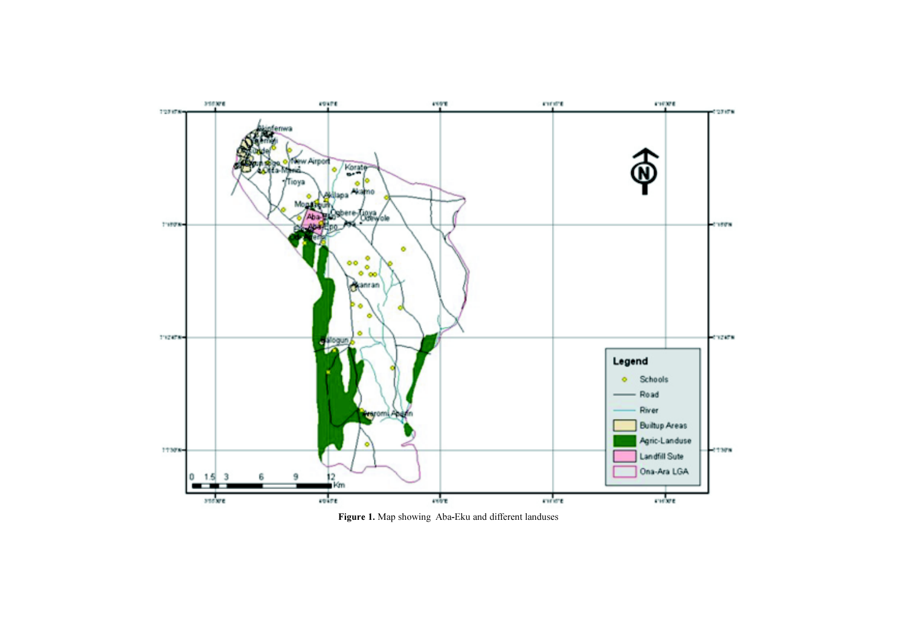**Figure 1.** Map showing Aba-Eku and different landuses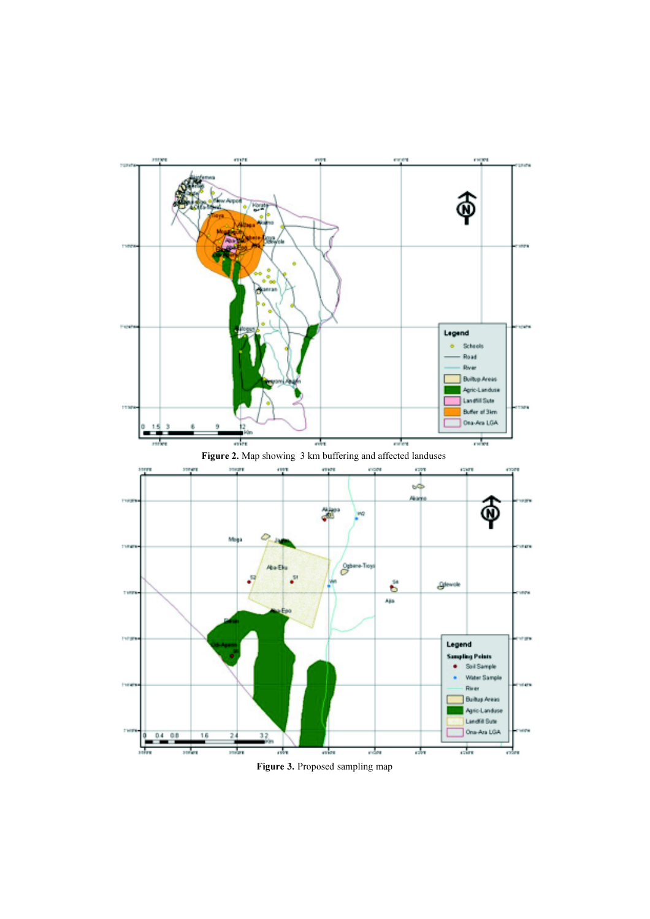Legend

Schools

Road

River

Builtup Areas

Agric-Landuse

Landfill Site

Buffer of 3km

Ona-Ara LGA

0 1.5 3 6 9 12 Km

**Figure 2.** Map showing 3 km buffering and affected landuses

Legend

Sampling Points

Soil Sample

Water Sample

River

Builtup Areas

Agric-Landuse

Landfill Site

Ona-Ara LGA

0 0.4 0.8 1.6 2.4 3.2 Km

**Figure 3.** Proposed sampling map